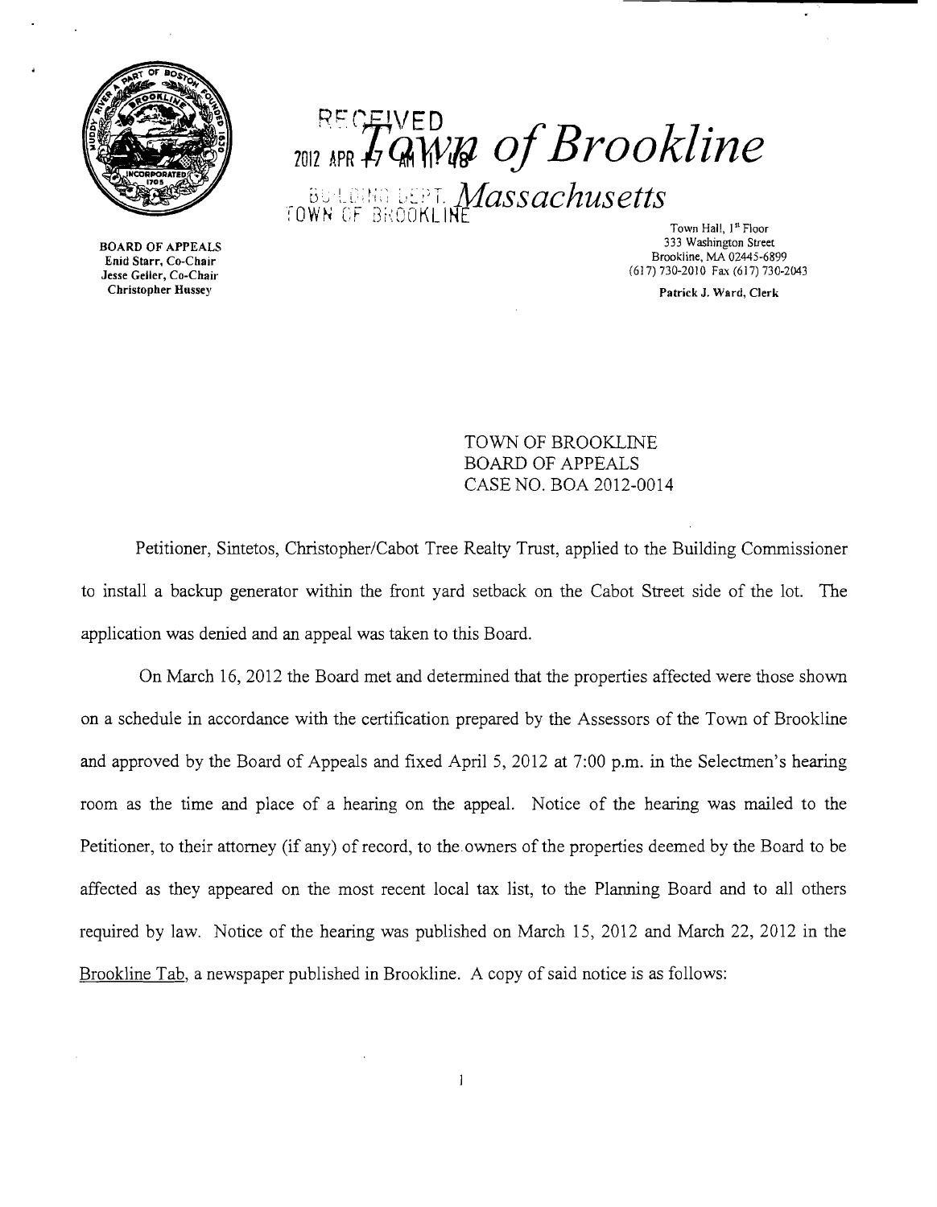RECEIVED 2012 APR 17 AM 11:48

# Town of Brookline

BUILDING DEPT. *Massachusetts*
TOWN OF BROOKLINE

BOARD OF APPEALS
Enid Starr, Co-Chair
Jesse Geller, Co-Chair
Christopher Hussey

Town Hall, 1st Floor
333 Washington Street
Brookline, MA 02445-6899
(617) 730-2010 Fax (617) 730-2043

Patrick J. Ward, Clerk

TOWN OF BROOKLINE
BOARD OF APPEALS
CASE NO. BOA 2012-0014

Petitioner, Sintetos, Christopher/Cabot Tree Realty Trust, applied to the Building Commissioner to install a backup generator within the front yard setback on the Cabot Street side of the lot. The application was denied and an appeal was taken to this Board.

On March 16, 2012 the Board met and determined that the properties affected were those shown on a schedule in accordance with the certification prepared by the Assessors of the Town of Brookline and approved by the Board of Appeals and fixed April 5, 2012 at 7:00 p.m. in the Selectmen's hearing room as the time and place of a hearing on the appeal. Notice of the hearing was mailed to the Petitioner, to their attorney (if any) of record, to the owners of the properties deemed by the Board to be affected as they appeared on the most recent local tax list, to the Planning Board and to all others required by law. Notice of the hearing was published on March 15, 2012 and March 22, 2012 in the Brookline Tab, a newspaper published in Brookline. A copy of said notice is as follows: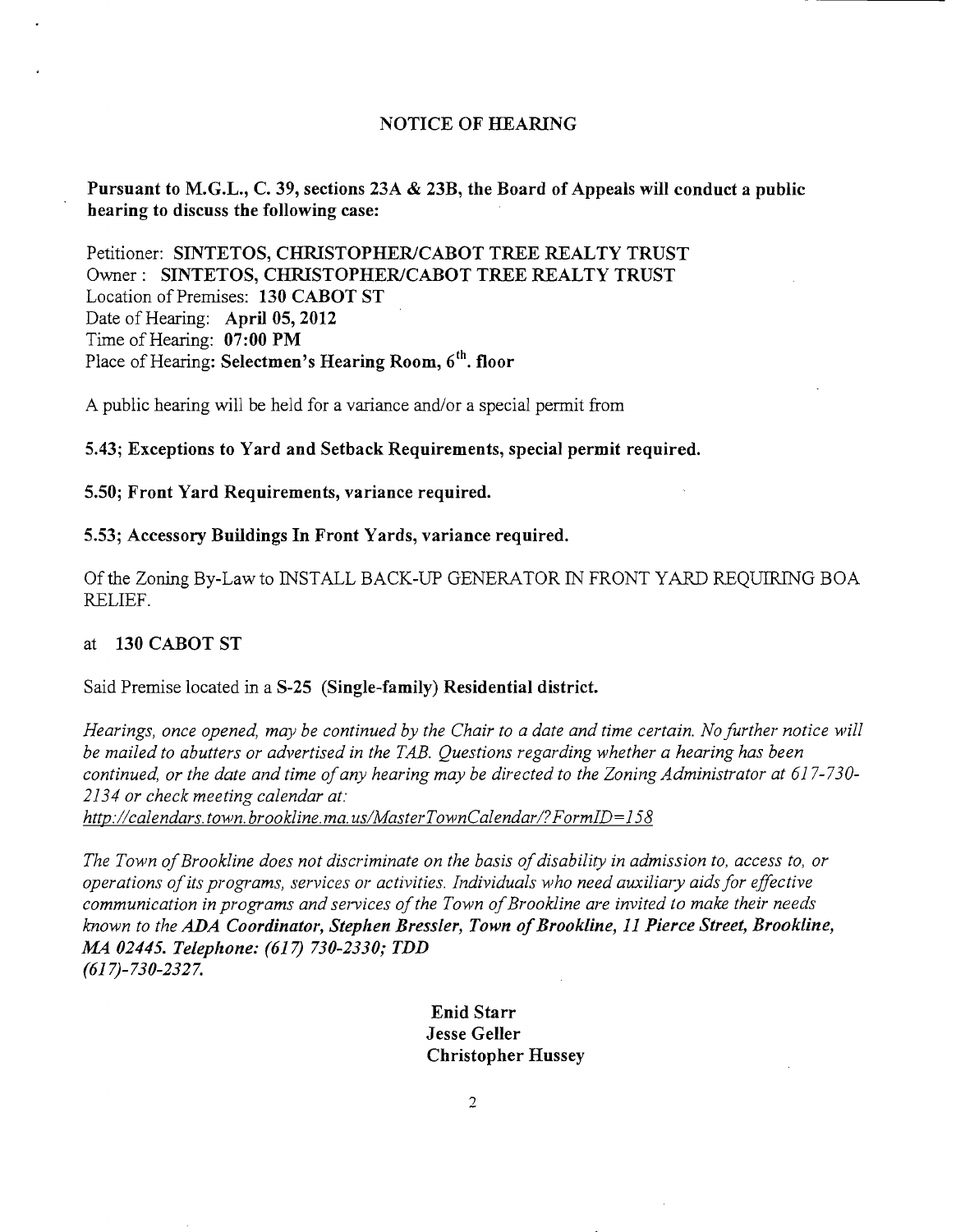## NOTICE OF HEARING

**Pursuant to M.G.L., C. 39, sections 23A & 23B, the Board of Appeals will conduct a public hearing to discuss the following case:**

Petitioner: **SINTETOS, CHRISTOPHER/CABOT TREE REALTY TRUST**
Owner : **SINTETOS, CHRISTOPHER/CABOT TREE REALTY TRUST**
Location of Premises: **130 CABOT ST**
Date of Hearing: **April 05, 2012**
Time of Hearing: **07:00 PM**
Place of Hearing: **Selectmen's Hearing Room, 6th. floor**

A public hearing will be held for a variance and/or a special permit from

**5.43; Exceptions to Yard and Setback Requirements, special permit required.**

**5.50; Front Yard Requirements, variance required.**

**5.53; Accessory Buildings In Front Yards, variance required.**

Of the Zoning By-Law to INSTALL BACK-UP GENERATOR IN FRONT YARD REQUIRING BOA RELIEF.

at **130 CABOT ST**

Said Premise located in a **S-25 (Single-family) Residential district.**

*Hearings, once opened, may be continued by the Chair to a date and time certain. No further notice will be mailed to abutters or advertised in the TAB. Questions regarding whether a hearing has been continued, or the date and time of any hearing may be directed to the Zoning Administrator at 617-730-2134 or check meeting calendar at:*
*http://calendars.town.brookline.ma.us/MasterTownCalendar/?FormID=158*

*The Town of Brookline does not discriminate on the basis of disability in admission to, access to, or operations of its programs, services or activities. Individuals who need auxiliary aids for effective communication in programs and services of the Town of Brookline are invited to make their needs known to the* ***ADA Coordinator, Stephen Bressler, Town of Brookline, 11 Pierce Street, Brookline, MA 02445. Telephone: (617) 730-2330; TDD (617)-730-2327.***

**Enid Starr**
**Jesse Geller**
**Christopher Hussey**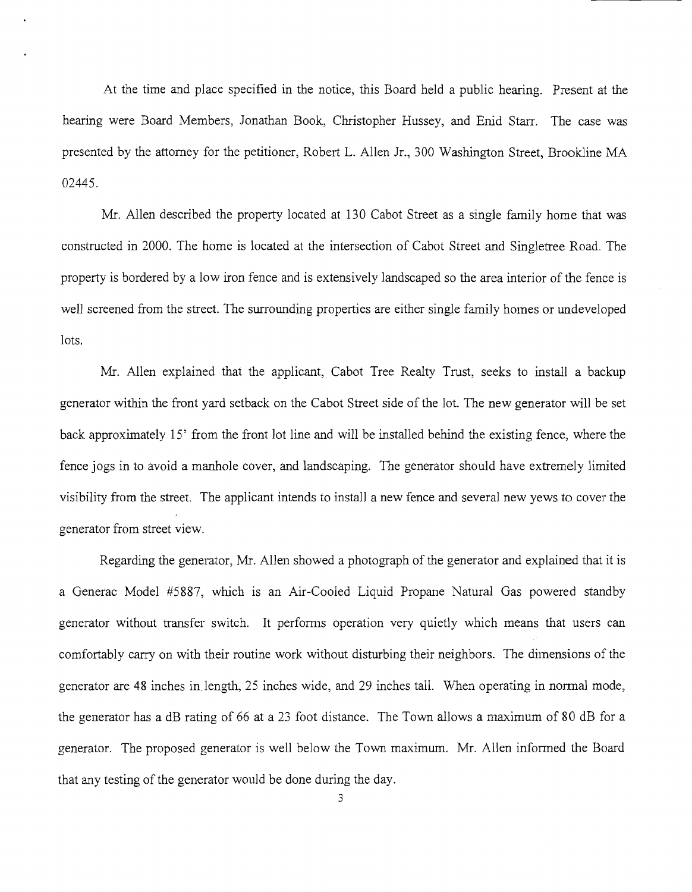At the time and place specified in the notice, this Board held a public hearing. Present at the hearing were Board Members, Jonathan Book, Christopher Hussey, and Enid Starr. The case was presented by the attorney for the petitioner, Robert L. Allen Jr., 300 Washington Street, Brookline MA 02445.

Mr. Allen described the property located at 130 Cabot Street as a single family home that was constructed in 2000. The home is located at the intersection of Cabot Street and Singletree Road. The property is bordered by a low iron fence and is extensively landscaped so the area interior of the fence is well screened from the street. The surrounding properties are either single family homes or undeveloped lots.

Mr. Allen explained that the applicant, Cabot Tree Realty Trust, seeks to install a backup generator within the front yard setback on the Cabot Street side of the lot. The new generator will be set back approximately 15' from the front lot line and will be installed behind the existing fence, where the fence jogs in to avoid a manhole cover, and landscaping. The generator should have extremely limited visibility from the street. The applicant intends to install a new fence and several new yews to cover the generator from street view.

Regarding the generator, Mr. Allen showed a photograph of the generator and explained that it is a Generac Model #5887, which is an Air-Cooled Liquid Propane Natural Gas powered standby generator without transfer switch. It performs operation very quietly which means that users can comfortably carry on with their routine work without disturbing their neighbors. The dimensions of the generator are 48 inches in length, 25 inches wide, and 29 inches tall. When operating in normal mode, the generator has a dB rating of 66 at a 23 foot distance. The Town allows a maximum of 80 dB for a generator. The proposed generator is well below the Town maximum. Mr. Allen informed the Board that any testing of the generator would be done during the day.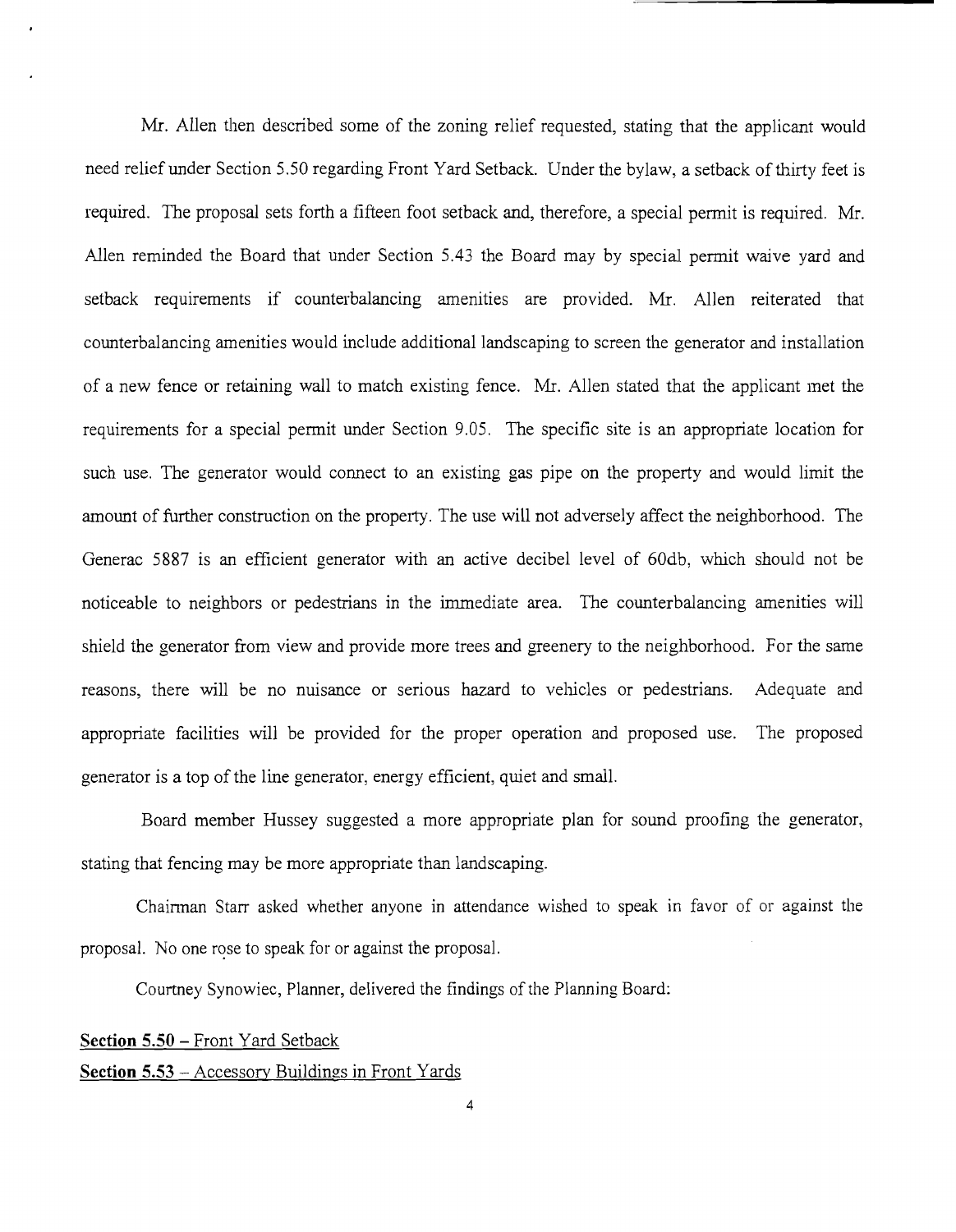Mr. Allen then described some of the zoning relief requested, stating that the applicant would need relief under Section 5.50 regarding Front Yard Setback. Under the bylaw, a setback of thirty feet is required. The proposal sets forth a fifteen foot setback and, therefore, a special permit is required. Mr. Allen reminded the Board that under Section 5.43 the Board may by special permit waive yard and setback requirements if counterbalancing amenities are provided. Mr. Allen reiterated that counterbalancing amenities would include additional landscaping to screen the generator and installation of a new fence or retaining wall to match existing fence. Mr. Allen stated that the applicant met the requirements for a special permit under Section 9.05. The specific site is an appropriate location for such use. The generator would connect to an existing gas pipe on the property and would limit the amount of further construction on the property. The use will not adversely affect the neighborhood. The Generac 5887 is an efficient generator with an active decibel level of 60db, which should not be noticeable to neighbors or pedestrians in the immediate area. The counterbalancing amenities will shield the generator from view and provide more trees and greenery to the neighborhood. For the same reasons, there will be no nuisance or serious hazard to vehicles or pedestrians. Adequate and appropriate facilities will be provided for the proper operation and proposed use. The proposed generator is a top of the line generator, energy efficient, quiet and small.

Board member Hussey suggested a more appropriate plan for sound proofing the generator, stating that fencing may be more appropriate than landscaping.

Chairman Starr asked whether anyone in attendance wished to speak in favor of or against the proposal. No one rose to speak for or against the proposal.

Courtney Synowiec, Planner, delivered the findings of the Planning Board:

**Section 5.50** – Front Yard Setback

**Section 5.53** – Accessory Buildings in Front Yards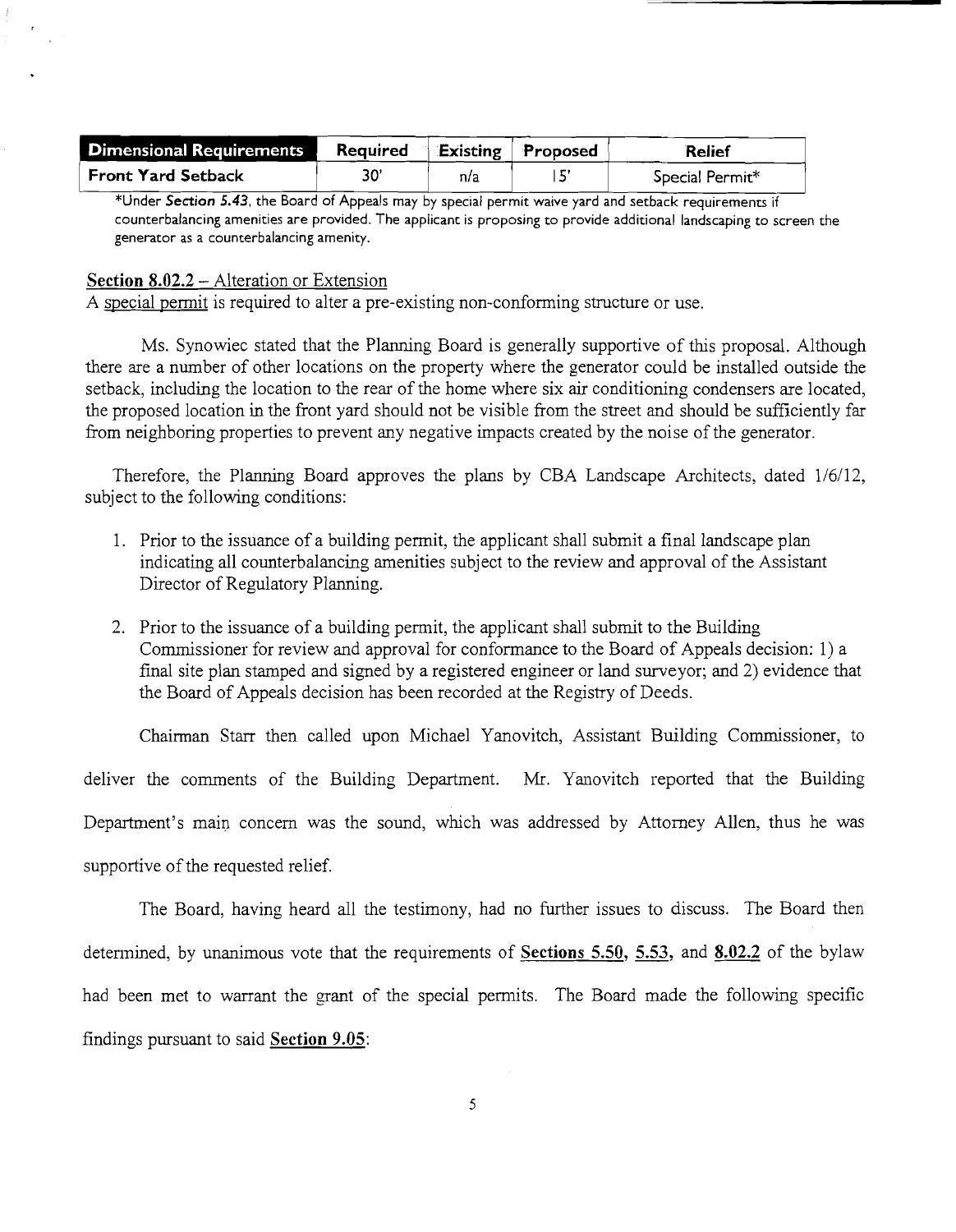| Dimensional Requirements | Required | Existing | Proposed | Relief |
|---|---|---|---|---|
| Front Yard Setback | 30' | n/a | 15' | Special Permit* |

*Under ***Section 5.43***, the Board of Appeals may by special permit waive yard and setback requirements if counterbalancing amenities are provided. The applicant is proposing to provide additional landscaping to screen the generator as a counterbalancing amenity.

**Section 8.02.2** – Alteration or Extension

A special permit is required to alter a pre-existing non-conforming structure or use.

Ms. Synowiec stated that the Planning Board is generally supportive of this proposal. Although there are a number of other locations on the property where the generator could be installed outside the setback, including the location to the rear of the home where six air conditioning condensers are located, the proposed location in the front yard should not be visible from the street and should be sufficiently far from neighboring properties to prevent any negative impacts created by the noise of the generator.

Therefore, the Planning Board approves the plans by CBA Landscape Architects, dated 1/6/12, subject to the following conditions:

1. Prior to the issuance of a building permit, the applicant shall submit a final landscape plan indicating all counterbalancing amenities subject to the review and approval of the Assistant Director of Regulatory Planning.

2. Prior to the issuance of a building permit, the applicant shall submit to the Building Commissioner for review and approval for conformance to the Board of Appeals decision: 1) a final site plan stamped and signed by a registered engineer or land surveyor; and 2) evidence that the Board of Appeals decision has been recorded at the Registry of Deeds.

Chairman Starr then called upon Michael Yanovitch, Assistant Building Commissioner, to deliver the comments of the Building Department. Mr. Yanovitch reported that the Building Department's main concern was the sound, which was addressed by Attorney Allen, thus he was supportive of the requested relief.

The Board, having heard all the testimony, had no further issues to discuss. The Board then determined, by unanimous vote that the requirements of **Sections 5.50, 5.53,** and **8.02.2** of the bylaw had been met to warrant the grant of the special permits. The Board made the following specific findings pursuant to said **Section 9.05**: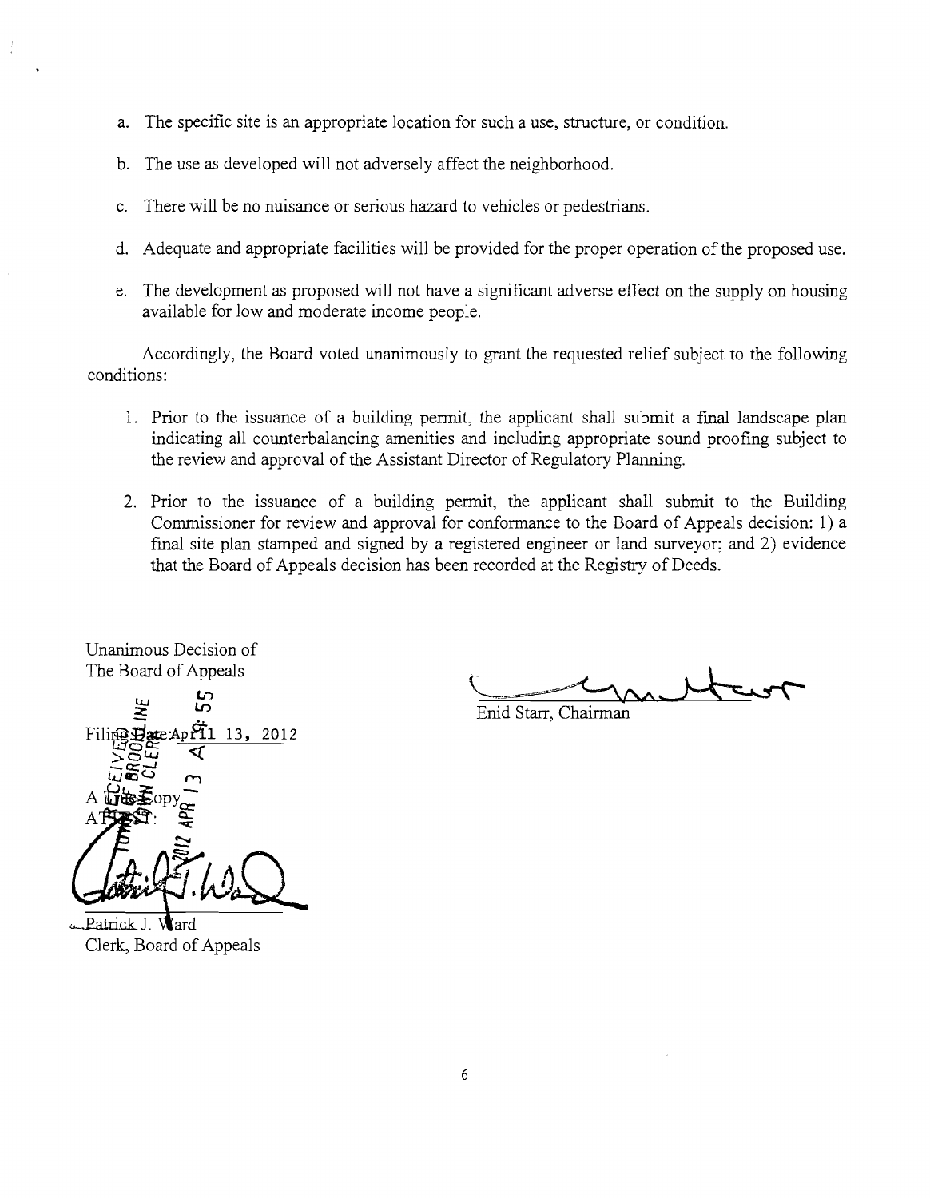a. The specific site is an appropriate location for such a use, structure, or condition.

b. The use as developed will not adversely affect the neighborhood.

c. There will be no nuisance or serious hazard to vehicles or pedestrians.

d. Adequate and appropriate facilities will be provided for the proper operation of the proposed use.

e. The development as proposed will not have a significant adverse effect on the supply on housing available for low and moderate income people.

Accordingly, the Board voted unanimously to grant the requested relief subject to the following conditions:

1. Prior to the issuance of a building permit, the applicant shall submit a final landscape plan indicating all counterbalancing amenities and including appropriate sound proofing subject to the review and approval of the Assistant Director of Regulatory Planning.

2. Prior to the issuance of a building permit, the applicant shall submit to the Building Commissioner for review and approval for conformance to the Board of Appeals decision: 1) a final site plan stamped and signed by a registered engineer or land surveyor; and 2) evidence that the Board of Appeals decision has been recorded at the Registry of Deeds.

Unanimous Decision of
The Board of Appeals

Filing Date: April 13, 2012

A True Copy
ATTEST:

Patrick J. Ward
Clerk, Board of Appeals

Enid Starr, Chairman

RECEIVED
TOWN OF BROOKLINE
TOWN CLERK
2012 APR 13 A 9: 55